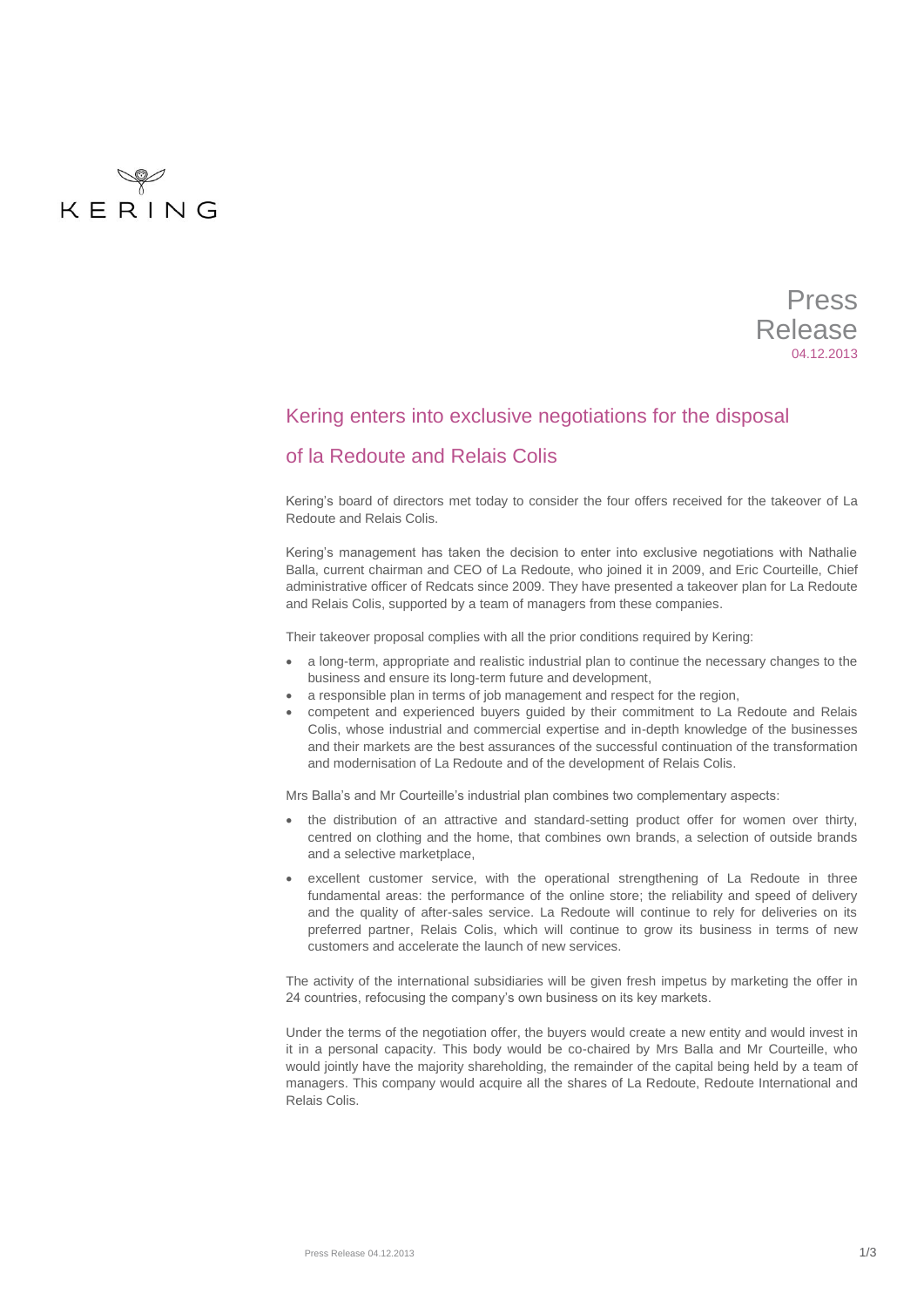KERING

Press Release
04.12.2013

# Kering enters into exclusive negotiations for the disposal of la Redoute and Relais Colis

Kering's board of directors met today to consider the four offers received for the takeover of La Redoute and Relais Colis.

Kering's management has taken the decision to enter into exclusive negotiations with Nathalie Balla, current chairman and CEO of La Redoute, who joined it in 2009, and Eric Courteille, Chief administrative officer of Redcats since 2009. They have presented a takeover plan for La Redoute and Relais Colis, supported by a team of managers from these companies.

Their takeover proposal complies with all the prior conditions required by Kering:

- a long-term, appropriate and realistic industrial plan to continue the necessary changes to the business and ensure its long-term future and development,
- a responsible plan in terms of job management and respect for the region,
- competent and experienced buyers guided by their commitment to La Redoute and Relais Colis, whose industrial and commercial expertise and in-depth knowledge of the businesses and their markets are the best assurances of the successful continuation of the transformation and modernisation of La Redoute and of the development of Relais Colis.

Mrs Balla's and Mr Courteille's industrial plan combines two complementary aspects:

- the distribution of an attractive and standard-setting product offer for women over thirty, centred on clothing and the home, that combines own brands, a selection of outside brands and a selective marketplace,
- excellent customer service, with the operational strengthening of La Redoute in three fundamental areas: the performance of the online store; the reliability and speed of delivery and the quality of after-sales service. La Redoute will continue to rely for deliveries on its preferred partner, Relais Colis, which will continue to grow its business in terms of new customers and accelerate the launch of new services.

The activity of the international subsidiaries will be given fresh impetus by marketing the offer in 24 countries, refocusing the company's own business on its key markets.

Under the terms of the negotiation offer, the buyers would create a new entity and would invest in it in a personal capacity. This body would be co-chaired by Mrs Balla and Mr Courteille, who would jointly have the majority shareholding, the remainder of the capital being held by a team of managers. This company would acquire all the shares of La Redoute, Redoute International and Relais Colis.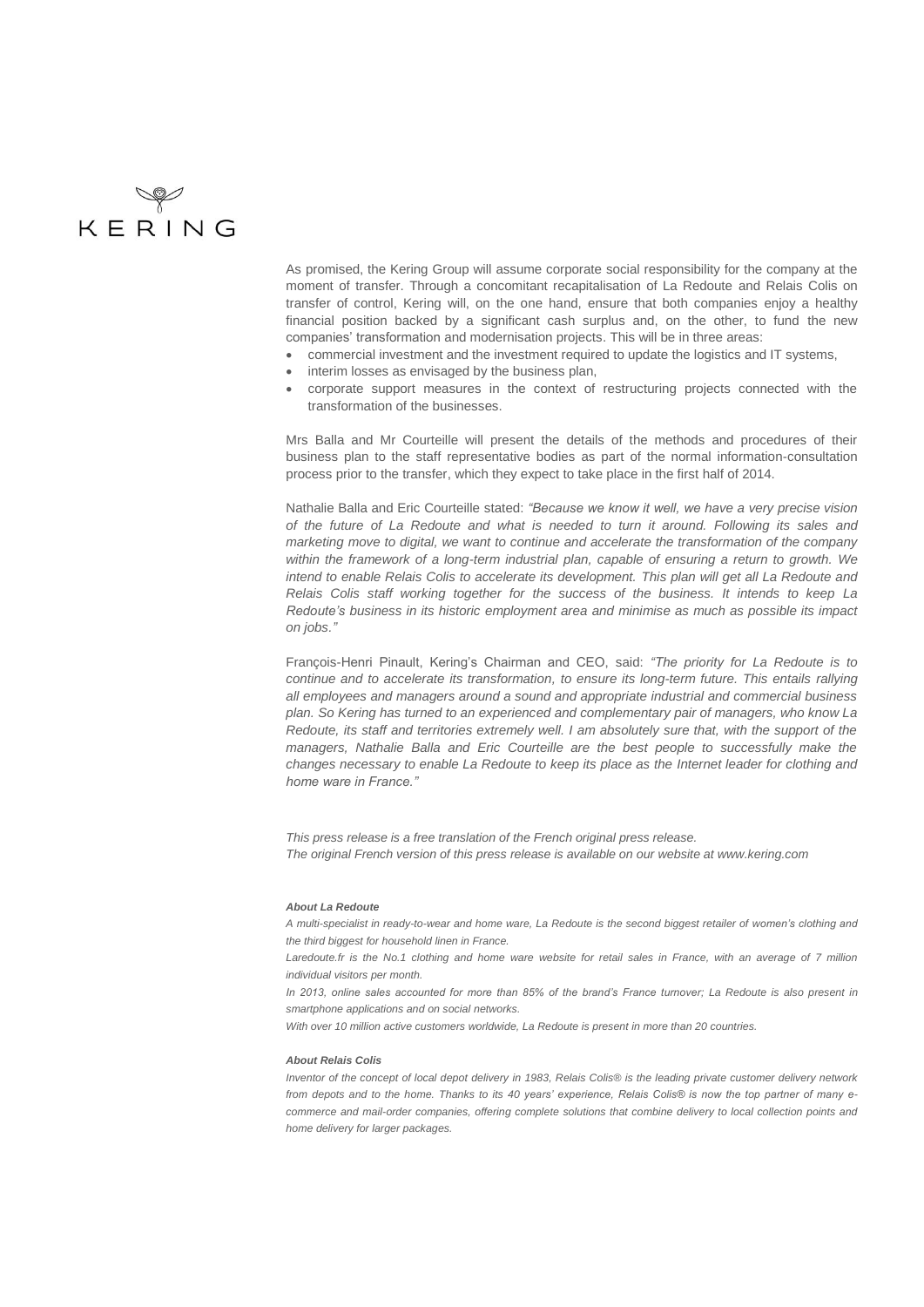As promised, the Kering Group will assume corporate social responsibility for the company at the moment of transfer. Through a concomitant recapitalisation of La Redoute and Relais Colis on transfer of control, Kering will, on the one hand, ensure that both companies enjoy a healthy financial position backed by a significant cash surplus and, on the other, to fund the new companies' transformation and modernisation projects. This will be in three areas:

- commercial investment and the investment required to update the logistics and IT systems,
- interim losses as envisaged by the business plan,
- corporate support measures in the context of restructuring projects connected with the transformation of the businesses.

Mrs Balla and Mr Courteille will present the details of the methods and procedures of their business plan to the staff representative bodies as part of the normal information-consultation process prior to the transfer, which they expect to take place in the first half of 2014.

Nathalie Balla and Eric Courteille stated: *"Because we know it well, we have a very precise vision of the future of La Redoute and what is needed to turn it around. Following its sales and marketing move to digital, we want to continue and accelerate the transformation of the company within the framework of a long-term industrial plan, capable of ensuring a return to growth. We intend to enable Relais Colis to accelerate its development. This plan will get all La Redoute and Relais Colis staff working together for the success of the business. It intends to keep La Redoute's business in its historic employment area and minimise as much as possible its impact on jobs."*

François-Henri Pinault, Kering's Chairman and CEO, said: *"The priority for La Redoute is to continue and to accelerate its transformation, to ensure its long-term future. This entails rallying all employees and managers around a sound and appropriate industrial and commercial business plan. So Kering has turned to an experienced and complementary pair of managers, who know La Redoute, its staff and territories extremely well. I am absolutely sure that, with the support of the managers, Nathalie Balla and Eric Courteille are the best people to successfully make the changes necessary to enable La Redoute to keep its place as the Internet leader for clothing and home ware in France."*

*This press release is a free translation of the French original press release.*
*The original French version of this press release is available on our website at www.kering.com*

***About La Redoute***

*A multi-specialist in ready-to-wear and home ware, La Redoute is the second biggest retailer of women's clothing and the third biggest for household linen in France.*

*Laredoute.fr is the No.1 clothing and home ware website for retail sales in France, with an average of 7 million individual visitors per month.*

*In 2013, online sales accounted for more than 85% of the brand's France turnover; La Redoute is also present in smartphone applications and on social networks.*

*With over 10 million active customers worldwide, La Redoute is present in more than 20 countries.*

***About Relais Colis***

*Inventor of the concept of local depot delivery in 1983, Relais Colis® is the leading private customer delivery network from depots and to the home. Thanks to its 40 years' experience, Relais Colis® is now the top partner of many e-commerce and mail-order companies, offering complete solutions that combine delivery to local collection points and home delivery for larger packages.*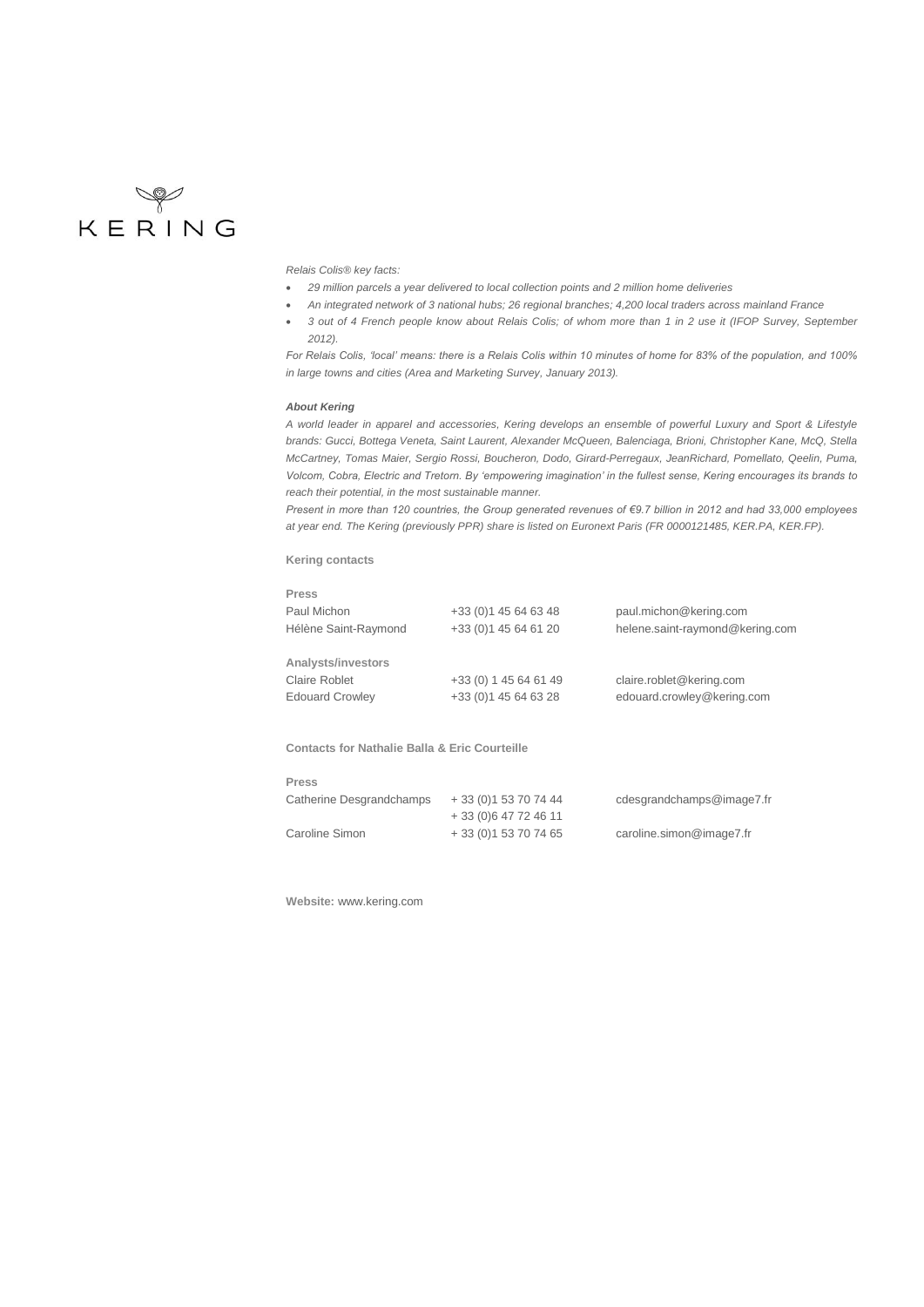*Relais Colis® key facts:*

- *29 million parcels a year delivered to local collection points and 2 million home deliveries*
- *An integrated network of 3 national hubs; 26 regional branches; 4,200 local traders across mainland France*
- *3 out of 4 French people know about Relais Colis; of whom more than 1 in 2 use it (IFOP Survey, September 2012).*

*For Relais Colis, 'local' means: there is a Relais Colis within 10 minutes of home for 83% of the population, and 100% in large towns and cities (Area and Marketing Survey, January 2013).*

***About Kering***

*A world leader in apparel and accessories, Kering develops an ensemble of powerful Luxury and Sport & Lifestyle brands: Gucci, Bottega Veneta, Saint Laurent, Alexander McQueen, Balenciaga, Brioni, Christopher Kane, McQ, Stella McCartney, Tomas Maier, Sergio Rossi, Boucheron, Dodo, Girard-Perregaux, JeanRichard, Pomellato, Qeelin, Puma, Volcom, Cobra, Electric and Tretorn. By 'empowering imagination' in the fullest sense, Kering encourages its brands to reach their potential, in the most sustainable manner.*

*Present in more than 120 countries, the Group generated revenues of €9.7 billion in 2012 and had 33,000 employees at year end. The Kering (previously PPR) share is listed on Euronext Paris (FR 0000121485, KER.PA, KER.FP).*

**Kering contacts**

| | | |
|---|---|---|
| **Press** | | |
| Paul Michon | +33 (0)1 45 64 63 48 | paul.michon@kering.com |
| Hélène Saint-Raymond | +33 (0)1 45 64 61 20 | helene.saint-raymond@kering.com |
| **Analysts/investors** | | |
| Claire Roblet | +33 (0) 1 45 64 61 49 | claire.roblet@kering.com |
| Edouard Crowley | +33 (0)1 45 64 63 28 | edouard.crowley@kering.com |

**Contacts for Nathalie Balla & Eric Courteille**

| | | |
|---|---|---|
| **Press** | | |
| Catherine Desgrandchamps | + 33 (0)1 53 70 74 44<br>+ 33 (0)6 47 72 46 11 | cdesgrandchamps@image7.fr |
| Caroline Simon | + 33 (0)1 53 70 74 65 | caroline.simon@image7.fr |

**Website:** www.kering.com